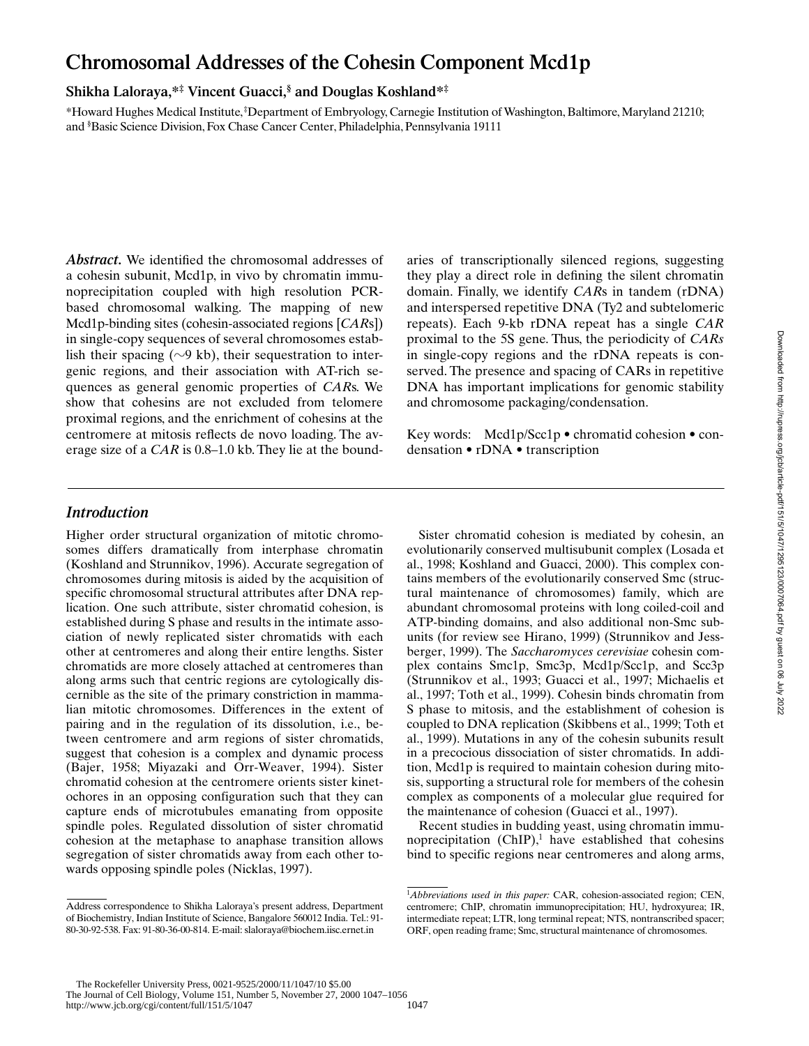# Chromosomal Addresses of the Cohesin Component Mcd1p

**Shikha Laloraya,\*‡ Vincent Guacci,§ and Douglas Koshland\*‡**

\*Howard Hughes Medical Institute, ‡Department of Embryology, Carnegie Institution of Washington, Baltimore, Maryland 21210; and §Basic Science Division, Fox Chase Cancer Center, Philadelphia, Pennsylvania 19111

***Abstract.*** We identified the chromosomal addresses of a cohesin subunit, Mcd1p, in vivo by chromatin immunoprecipitation coupled with high resolution PCR-based chromosomal walking. The mapping of new Mcd1p-binding sites (cohesin-associated regions [*CAR*s]) in single-copy sequences of several chromosomes establish their spacing (~9 kb), their sequestration to intergenic regions, and their association with AT-rich sequences as general genomic properties of *CAR*s. We show that cohesins are not excluded from telomere proximal regions, and the enrichment of cohesins at the centromere at mitosis reflects de novo loading. The average size of a *CAR* is 0.8–1.0 kb. They lie at the boundaries of transcriptionally silenced regions, suggesting they play a direct role in defining the silent chromatin domain. Finally, we identify *CAR*s in tandem (rDNA) and interspersed repetitive DNA (Ty2 and subtelomeric repeats). Each 9-kb rDNA repeat has a single *CAR* proximal to the 5S gene. Thus, the periodicity of *CARs* in single-copy regions and the rDNA repeats is conserved. The presence and spacing of CARs in repetitive DNA has important implications for genomic stability and chromosome packaging/condensation.

Key words: Mcd1p/Scc1p • chromatid cohesion • condensation • rDNA • transcription

## *Introduction*

Higher order structural organization of mitotic chromosomes differs dramatically from interphase chromatin (Koshland and Strunnikov, 1996). Accurate segregation of chromosomes during mitosis is aided by the acquisition of specific chromosomal structural attributes after DNA replication. One such attribute, sister chromatid cohesion, is established during S phase and results in the intimate association of newly replicated sister chromatids with each other at centromeres and along their entire lengths. Sister chromatids are more closely attached at centromeres than along arms such that centric regions are cytologically discernible as the site of the primary constriction in mammalian mitotic chromosomes. Differences in the extent of pairing and in the regulation of its dissolution, i.e., between centromere and arm regions of sister chromatids, suggest that cohesion is a complex and dynamic process (Bajer, 1958; Miyazaki and Orr-Weaver, 1994). Sister chromatid cohesion at the centromere orients sister kinetochores in an opposing configuration such that they can capture ends of microtubules emanating from opposite spindle poles. Regulated dissolution of sister chromatid cohesion at the metaphase to anaphase transition allows segregation of sister chromatids away from each other towards opposing spindle poles (Nicklas, 1997).

Sister chromatid cohesion is mediated by cohesin, an evolutionarily conserved multisubunit complex (Losada et al., 1998; Koshland and Guacci, 2000). This complex contains members of the evolutionarily conserved Smc (structural maintenance of chromosomes) family, which are abundant chromosomal proteins with long coiled-coil and ATP-binding domains, and also additional non-Smc subunits (for review see Hirano, 1999) (Strunnikov and Jessberger, 1999). The *Saccharomyces cerevisiae* cohesin complex contains Smc1p, Smc3p, Mcd1p/Scc1p, and Scc3p (Strunnikov et al., 1993; Guacci et al., 1997; Michaelis et al., 1997; Toth et al., 1999). Cohesin binds chromatin from S phase to mitosis, and the establishment of cohesion is coupled to DNA replication (Skibbens et al., 1999; Toth et al., 1999). Mutations in any of the cohesin subunits result in a precocious dissociation of sister chromatids. In addition, Mcd1p is required to maintain cohesion during mitosis, supporting a structural role for members of the cohesin complex as components of a molecular glue required for the maintenance of cohesion (Guacci et al., 1997).

Recent studies in budding yeast, using chromatin immunoprecipitation (ChIP),[1] have established that cohesins bind to specific regions near centromeres and along arms,

---

Address correspondence to Shikha Laloraya's present address, Department of Biochemistry, Indian Institute of Science, Bangalore 560012 India. Tel.: 91-80-30-92-538. Fax: 91-80-36-00-814. E-mail: slaloraya@biochem.iisc.ernet.in

[1]*Abbreviations used in this paper:* CAR, cohesion-associated region; CEN, centromere; ChIP, chromatin immunoprecipitation; HU, hydroxyurea; IR, intermediate repeat; LTR, long terminal repeat; NTS, nontranscribed spacer; ORF, open reading frame; Smc, structural maintenance of chromosomes.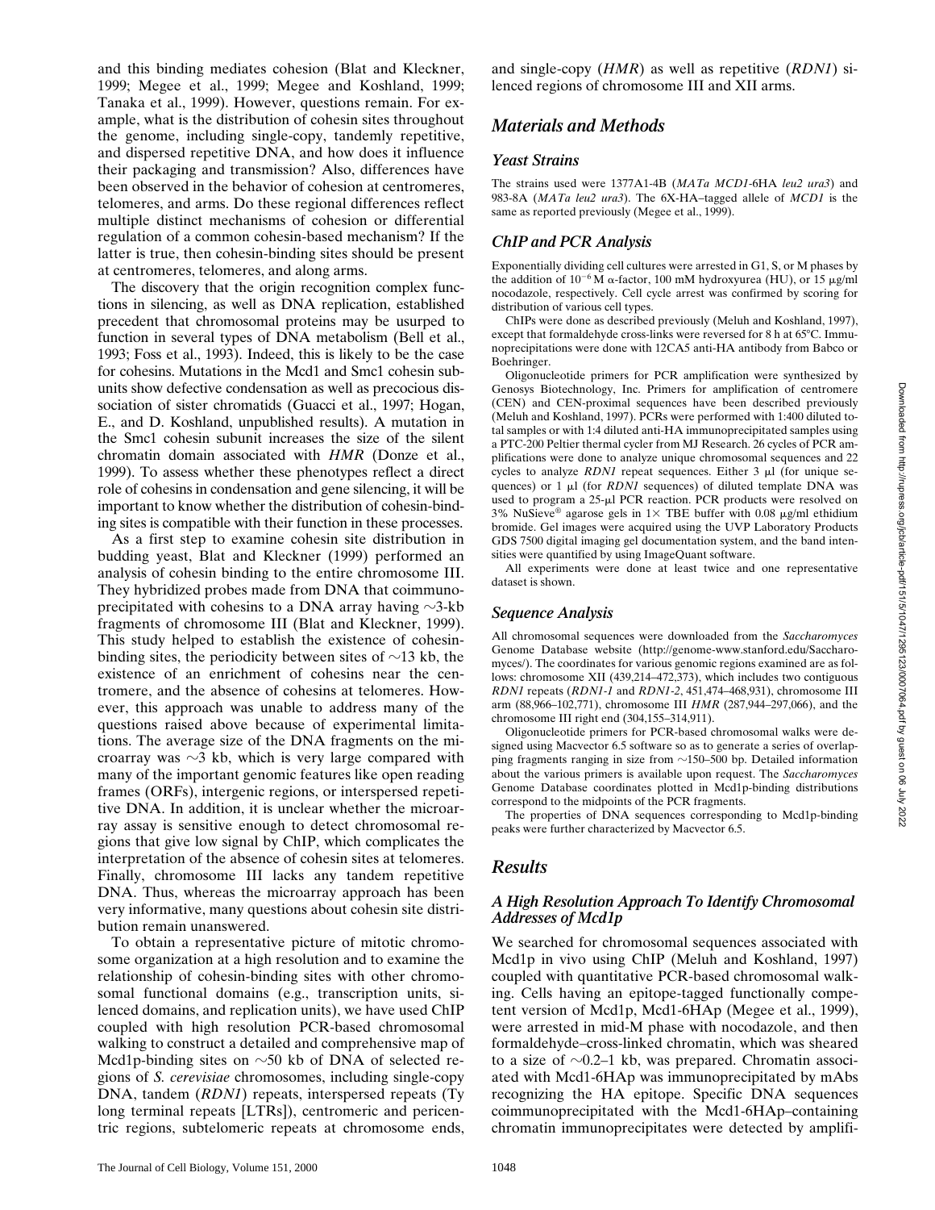and this binding mediates cohesion (Blat and Kleckner, 1999; Megee et al., 1999; Megee and Koshland, 1999; Tanaka et al., 1999). However, questions remain. For example, what is the distribution of cohesin sites throughout the genome, including single-copy, tandemly repetitive, and dispersed repetitive DNA, and how does it influence their packaging and transmission? Also, differences have been observed in the behavior of cohesion at centromeres, telomeres, and arms. Do these regional differences reflect multiple distinct mechanisms of cohesion or differential regulation of a common cohesin-based mechanism? If the latter is true, then cohesin-binding sites should be present at centromeres, telomeres, and along arms.

The discovery that the origin recognition complex functions in silencing, as well as DNA replication, established precedent that chromosomal proteins may be usurped to function in several types of DNA metabolism (Bell et al., 1993; Foss et al., 1993). Indeed, this is likely to be the case for cohesins. Mutations in the Mcd1 and Smc1 cohesin subunits show defective condensation as well as precocious dissociation of sister chromatids (Guacci et al., 1997; Hogan, E., and D. Koshland, unpublished results). A mutation in the Smc1 cohesin subunit increases the size of the silent chromatin domain associated with *HMR* (Donze et al., 1999). To assess whether these phenotypes reflect a direct role of cohesins in condensation and gene silencing, it will be important to know whether the distribution of cohesin-binding sites is compatible with their function in these processes.

As a first step to examine cohesin site distribution in budding yeast, Blat and Kleckner (1999) performed an analysis of cohesin binding to the entire chromosome III. They hybridized probes made from DNA that coimmunoprecipitated with cohesins to a DNA array having ~3-kb fragments of chromosome III (Blat and Kleckner, 1999). This study helped to establish the existence of cohesin-binding sites, the periodicity between sites of ~13 kb, the existence of an enrichment of cohesins near the centromere, and the absence of cohesins at telomeres. However, this approach was unable to address many of the questions raised above because of experimental limitations. The average size of the DNA fragments on the microarray was ~3 kb, which is very large compared with many of the important genomic features like open reading frames (ORFs), intergenic regions, or interspersed repetitive DNA. In addition, it is unclear whether the microarray assay is sensitive enough to detect chromosomal regions that give low signal by ChIP, which complicates the interpretation of the absence of cohesin sites at telomeres. Finally, chromosome III lacks any tandem repetitive DNA. Thus, whereas the microarray approach has been very informative, many questions about cohesin site distribution remain unanswered.

To obtain a representative picture of mitotic chromosome organization at a high resolution and to examine the relationship of cohesin-binding sites with other chromosomal functional domains (e.g., transcription units, silenced domains, and replication units), we have used ChIP coupled with high resolution PCR-based chromosomal walking to construct a detailed and comprehensive map of Mcd1p-binding sites on ~50 kb of DNA of selected regions of *S. cerevisiae* chromosomes, including single-copy DNA, tandem (*RDN1*) repeats, interspersed repeats (Ty long terminal repeats [LTRs]), centromeric and pericentric regions, subtelomeric repeats at chromosome ends, and single-copy (*HMR*) as well as repetitive (*RDN1*) silenced regions of chromosome III and XII arms.

## Materials and Methods

### Yeast Strains

The strains used were 1377A1-4B (*MATa MCD1-6HA leu2 ura3*) and 983-8A (*MATa leu2 ura3*). The 6X-HA–tagged allele of *MCD1* is the same as reported previously (Megee et al., 1999).

### ChIP and PCR Analysis

Exponentially dividing cell cultures were arrested in G1, S, or M phases by the addition of $10^{-6}$ M α-factor, 100 mM hydroxyurea (HU), or 15 μg/ml nocodazole, respectively. Cell cycle arrest was confirmed by scoring for distribution of various cell types.

ChIPs were done as described previously (Meluh and Koshland, 1997), except that formaldehyde cross-links were reversed for 8 h at 65°C. Immunoprecipitations were done with 12CA5 anti-HA antibody from Babco or Boehringer.

Oligonucleotide primers for PCR amplification were synthesized by Genosys Biotechnology, Inc. Primers for amplification of centromere (CEN) and CEN-proximal sequences have been described previously (Meluh and Koshland, 1997). PCRs were performed with 1:400 diluted total samples or with 1:4 diluted anti-HA immunoprecipitated samples using a PTC-200 Peltier thermal cycler from MJ Research. 26 cycles of PCR amplifications were done to analyze unique chromosomal sequences and 22 cycles to analyze *RDN1* repeat sequences. Either 3 μl (for unique sequences) or 1 μl (for *RDN1* sequences) of diluted template DNA was used to program a 25-μl PCR reaction. PCR products were resolved on 3% NuSieve® agarose gels in 1× TBE buffer with 0.08 μg/ml ethidium bromide. Gel images were acquired using the UVP Laboratory Products GDS 7500 digital imaging gel documentation system, and the band intensities were quantified by using ImageQuant software.

All experiments were done at least twice and one representative dataset is shown.

### Sequence Analysis

All chromosomal sequences were downloaded from the *Saccharomyces* Genome Database website (http://genome-www.stanford.edu/Saccharomyces/). The coordinates for various genomic regions examined are as follows: chromosome XII (439,214–472,373), which includes two contiguous *RDN1* repeats (*RDN1-1* and *RDN1-2*, 451,474–468,931), chromosome III arm (88,966–102,771), chromosome III *HMR* (287,944–297,066), and the chromosome III right end (304,155–314,911).

Oligonucleotide primers for PCR-based chromosomal walks were designed using Macvector 6.5 software so as to generate a series of overlapping fragments ranging in size from ~150–500 bp. Detailed information about the various primers is available upon request. The *Saccharomyces* Genome Database coordinates plotted in Mcd1p-binding distributions correspond to the midpoints of the PCR fragments.

The properties of DNA sequences corresponding to Mcd1p-binding peaks were further characterized by Macvector 6.5.

## Results

### A High Resolution Approach To Identify Chromosomal Addresses of Mcd1p

We searched for chromosomal sequences associated with Mcd1p in vivo using ChIP (Meluh and Koshland, 1997) coupled with quantitative PCR-based chromosomal walking. Cells having an epitope-tagged functionally competent version of Mcd1p, Mcd1-6HAp (Megee et al., 1999), were arrested in mid-M phase with nocodazole, and then formaldehyde–cross-linked chromatin, which was sheared to a size of ~0.2–1 kb, was prepared. Chromatin associated with Mcd1-6HAp was immunoprecipitated by mAbs recognizing the HA epitope. Specific DNA sequences coimmunoprecipitated with the Mcd1-6HAp–containing chromatin immunoprecipitates were detected by amplifi-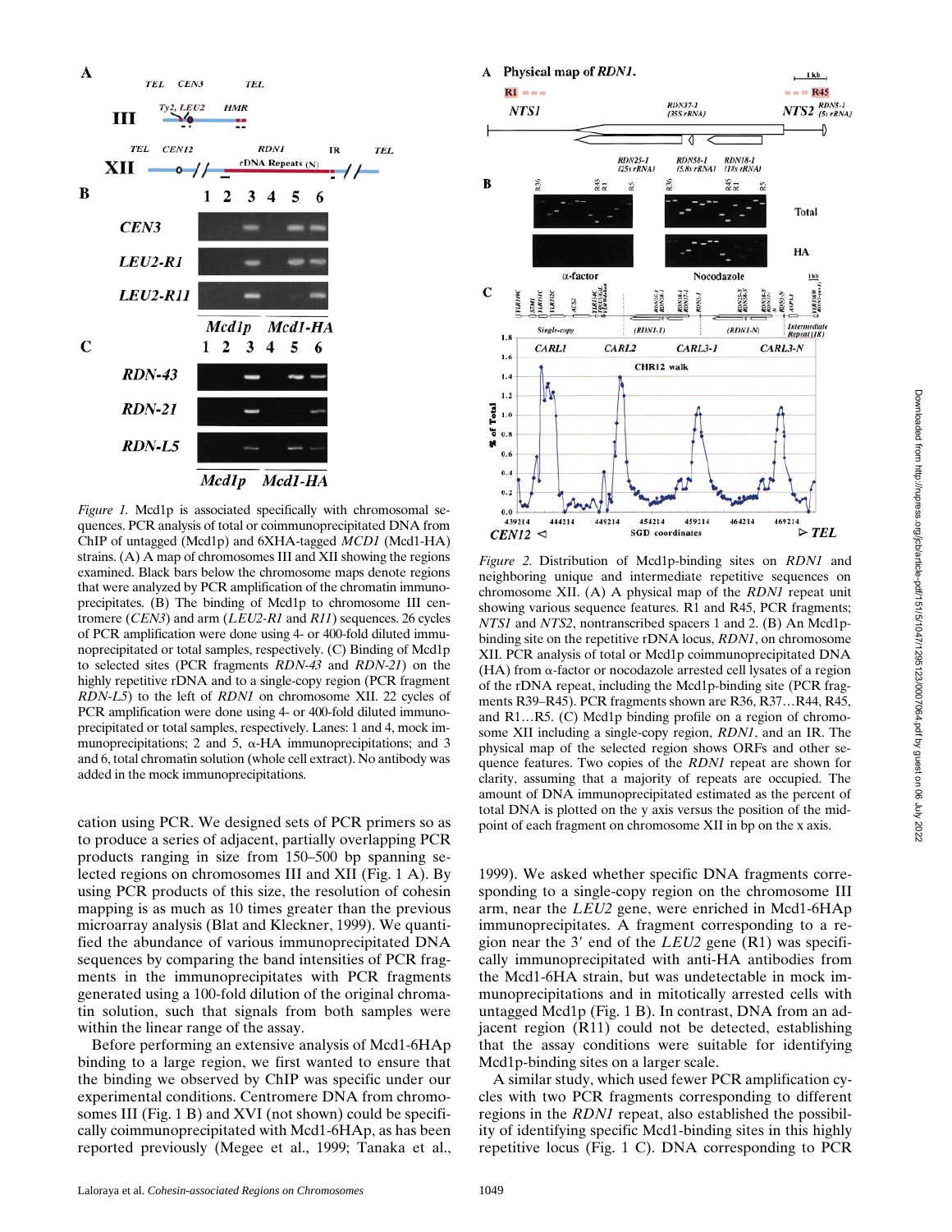*Figure 1.* Mcd1p is associated specifically with chromosomal sequences. PCR analysis of total or coimmunoprecipitated DNA from ChIP of untagged (Mcd1p) and 6XHA-tagged *MCD1* (Mcd1-HA) strains. (A) A map of chromosomes III and XII showing the regions examined. Black bars below the chromosome maps denote regions that were analyzed by PCR amplification of the chromatin immunoprecipitates. (B) The binding of Mcd1p to chromosome III centromere (*CEN3*) and arm (*LEU2-R1* and *R11*) sequences. 26 cycles of PCR amplification were done using 4- or 400-fold diluted immunoprecipitated or total samples, respectively. (C) Binding of Mcd1p to selected sites (PCR fragments *RDN-43* and *RDN-21*) on the highly repetitive rDNA and to a single-copy region (PCR fragment *RDN-L5*) to the left of *RDN1* on chromosome XII. 22 cycles of PCR amplification were done using 4- or 400-fold diluted immunoprecipitated or total samples, respectively. Lanes: 1 and 4, mock immunoprecipitations; 2 and 5, α-HA immunoprecipitations; and 3 and 6, total chromatin solution (whole cell extract). No antibody was added in the mock immunoprecipitations.

*Figure 2.* Distribution of Mcd1p-binding sites on *RDN1* and neighboring unique and intermediate repetitive sequences on chromosome XII. (A) A physical map of the *RDN1* repeat unit showing various sequence features. R1 and R45, PCR fragments; *NTS1* and *NTS2*, nontranscribed spacers 1 and 2. (B) An Mcd1p-binding site on the repetitive rDNA locus, *RDN1*, on chromosome XII. PCR analysis of total or Mcd1p coimmunoprecipitated DNA (HA) from α-factor or nocodazole arrested cell lysates of a region of the rDNA repeat, including the Mcd1p-binding site (PCR fragments R39–R45). PCR fragments shown are R36, R37…R44, R45, and R1…R5. (C) Mcd1p binding profile on a region of chromosome XII including a single-copy region, *RDN1*, and an IR. The physical map of the selected region shows ORFs and other sequence features. Two copies of the *RDN1* repeat are shown for clarity, assuming that a majority of repeats are occupied. The amount of DNA immunoprecipitated estimated as the percent of total DNA is plotted on the y axis versus the position of the midpoint of each fragment on chromosome XII in bp on the x axis.

cation using PCR. We designed sets of PCR primers so as to produce a series of adjacent, partially overlapping PCR products ranging in size from 150–500 bp spanning selected regions on chromosomes III and XII (Fig. 1 A). By using PCR products of this size, the resolution of cohesin mapping is as much as 10 times greater than the previous microarray analysis (Blat and Kleckner, 1999). We quantified the abundance of various immunoprecipitated DNA sequences by comparing the band intensities of PCR fragments in the immunoprecipitates with PCR fragments generated using a 100-fold dilution of the original chromatin solution, such that signals from both samples were within the linear range of the assay.

Before performing an extensive analysis of Mcd1-6HAp binding to a large region, we first wanted to ensure that the binding we observed by ChIP was specific under our experimental conditions. Centromere DNA from chromosomes III (Fig. 1 B) and XVI (not shown) could be specifically coimmunoprecipitated with Mcd1-6HAp, as has been reported previously (Megee et al., 1999; Tanaka et al., 1999). We asked whether specific DNA fragments corresponding to a single-copy region on the chromosome III arm, near the *LEU2* gene, were enriched in Mcd1-6HAp immunoprecipitates. A fragment corresponding to a region near the 3′ end of the *LEU2* gene (R1) was specifically immunoprecipitated with anti-HA antibodies from the Mcd1-6HA strain, but was undetectable in mock immunoprecipitations and in mitotically arrested cells with untagged Mcd1p (Fig. 1 B). In contrast, DNA from an adjacent region (R11) could not be detected, establishing that the assay conditions were suitable for identifying Mcd1p-binding sites on a larger scale.

A similar study, which used fewer PCR amplification cycles with two PCR fragments corresponding to different regions in the *RDN1* repeat, also established the possibility of identifying specific Mcd1-binding sites in this highly repetitive locus (Fig. 1 C). DNA corresponding to PCR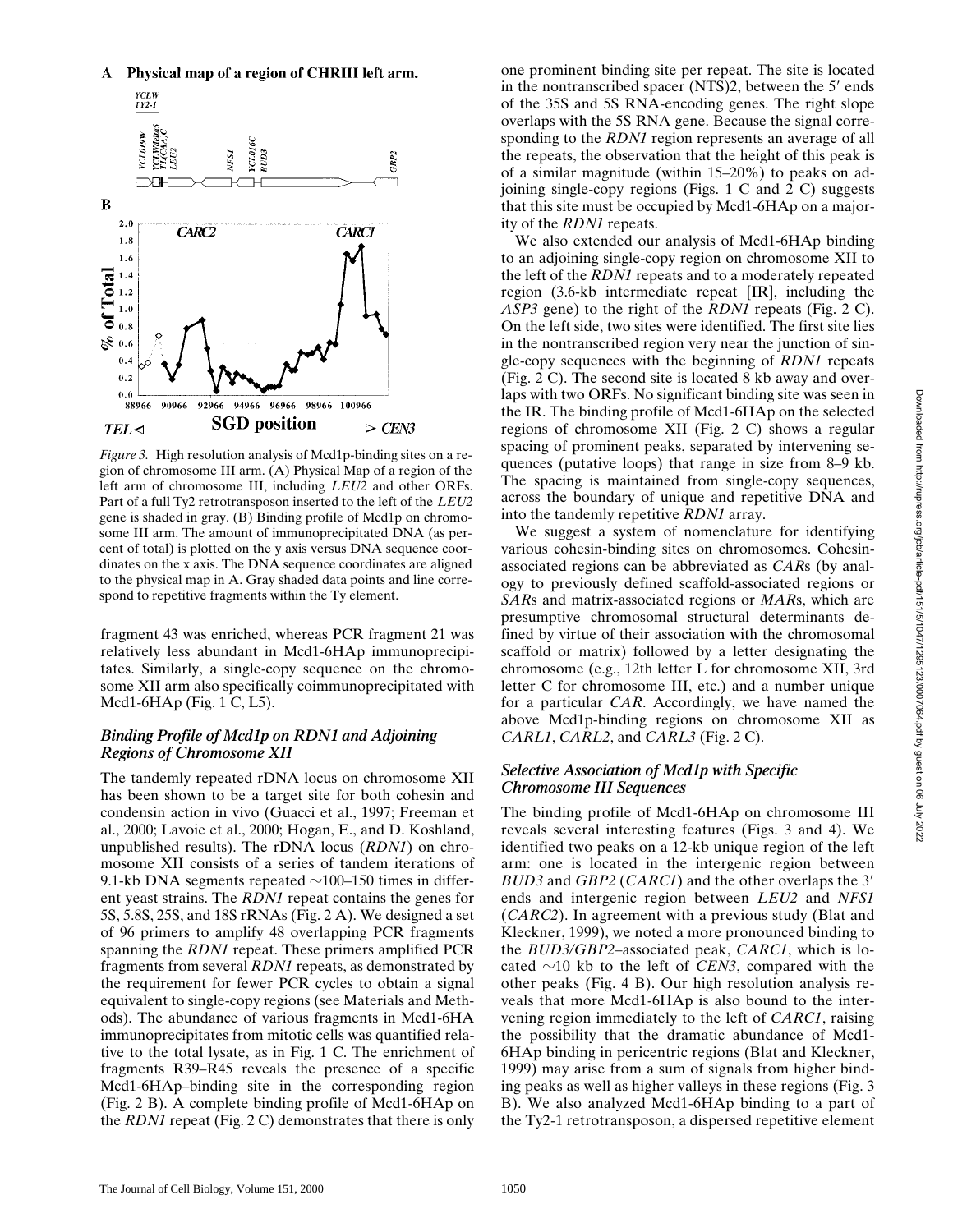Figure 3. High resolution analysis of Mcd1p-binding sites on a region of chromosome III arm. (A) Physical Map of a region of the left arm of chromosome III, including *LEU2* and other ORFs. Part of a full Ty2 retrotransposon inserted to the left of the *LEU2* gene is shaded in gray. (B) Binding profile of Mcd1p on chromosome III arm. The amount of immunoprecipitated DNA (as percent of total) is plotted on the y axis versus DNA sequence coordinates on the x axis. The DNA sequence coordinates are aligned to the physical map in A. Gray shaded data points and line correspond to repetitive fragments within the Ty element.

fragment 43 was enriched, whereas PCR fragment 21 was relatively less abundant in Mcd1-6HAp immunoprecipitates. Similarly, a single-copy sequence on the chromosome XII arm also specifically coimmunoprecipitated with Mcd1-6HAp (Fig. 1 C, L5).

### *Binding Profile of Mcd1p on RDN1 and Adjoining Regions of Chromosome XII*

The tandemly repeated rDNA locus on chromosome XII has been shown to be a target site for both cohesin and condensin action in vivo (Guacci et al., 1997; Freeman et al., 2000; Lavoie et al., 2000; Hogan, E., and D. Koshland, unpublished results). The rDNA locus (*RDN1*) on chromosome XII consists of a series of tandem iterations of 9.1-kb DNA segments repeated ~100–150 times in different yeast strains. The *RDN1* repeat contains the genes for 5S, 5.8S, 25S, and 18S rRNAs (Fig. 2 A). We designed a set of 96 primers to amplify 48 overlapping PCR fragments spanning the *RDN1* repeat. These primers amplified PCR fragments from several *RDN1* repeats, as demonstrated by the requirement for fewer PCR cycles to obtain a signal equivalent to single-copy regions (see Materials and Methods). The abundance of various fragments in Mcd1-6HA immunoprecipitates from mitotic cells was quantified relative to the total lysate, as in Fig. 1 C. The enrichment of fragments R39–R45 reveals the presence of a specific Mcd1-6HAp–binding site in the corresponding region (Fig. 2 B). A complete binding profile of Mcd1-6HAp on the *RDN1* repeat (Fig. 2 C) demonstrates that there is only one prominent binding site per repeat. The site is located in the nontranscribed spacer (NTS)2, between the 5′ ends of the 35S and 5S RNA-encoding genes. The right slope overlaps with the 5S RNA gene. Because the signal corresponding to the *RDN1* region represents an average of all the repeats, the observation that the height of this peak is of a similar magnitude (within 15–20%) to peaks on adjoining single-copy regions (Figs. 1 C and 2 C) suggests that this site must be occupied by Mcd1-6HAp on a majority of the *RDN1* repeats.

We also extended our analysis of Mcd1-6HAp binding to an adjoining single-copy region on chromosome XII to the left of the *RDN1* repeats and to a moderately repeated region (3.6-kb intermediate repeat [IR], including the *ASP3* gene) to the right of the *RDN1* repeats (Fig. 2 C). On the left side, two sites were identified. The first site lies in the nontranscribed region very near the junction of single-copy sequences with the beginning of *RDN1* repeats (Fig. 2 C). The second site is located 8 kb away and overlaps with two ORFs. No significant binding site was seen in the IR. The binding profile of Mcd1-6HAp on the selected regions of chromosome XII (Fig. 2 C) shows a regular spacing of prominent peaks, separated by intervening sequences (putative loops) that range in size from 8–9 kb. The spacing is maintained from single-copy sequences, across the boundary of unique and repetitive DNA and into the tandemly repetitive *RDN1* array.

We suggest a system of nomenclature for identifying various cohesin-binding sites on chromosomes. Cohesin-associated regions can be abbreviated as *CAR*s (by analogy to previously defined scaffold-associated regions or *SAR*s and matrix-associated regions or *MAR*s, which are presumptive chromosomal structural determinants defined by virtue of their association with the chromosomal scaffold or matrix) followed by a letter designating the chromosome (e.g., 12th letter L for chromosome XII, 3rd letter C for chromosome III, etc.) and a number unique for a particular *CAR*. Accordingly, we have named the above Mcd1p-binding regions on chromosome XII as *CARL1*, *CARL2*, and *CARL3* (Fig. 2 C).

### *Selective Association of Mcd1p with Specific Chromosome III Sequences*

The binding profile of Mcd1-6HAp on chromosome III reveals several interesting features (Figs. 3 and 4). We identified two peaks on a 12-kb unique region of the left arm: one is located in the intergenic region between *BUD3* and *GBP2* (*CARC1*) and the other overlaps the 3′ ends and intergenic region between *LEU2* and *NFS1* (*CARC2*). In agreement with a previous study (Blat and Kleckner, 1999), we noted a more pronounced binding to the *BUD3/GBP2*–associated peak, *CARC1*, which is located ~10 kb to the left of *CEN3*, compared with the other peaks (Fig. 4 B). Our high resolution analysis reveals that more Mcd1-6HAp is also bound to the intervening region immediately to the left of *CARC1*, raising the possibility that the dramatic abundance of Mcd1-6HAp binding in pericentric regions (Blat and Kleckner, 1999) may arise from a sum of signals from higher binding peaks as well as higher valleys in these regions (Fig. 3 B). We also analyzed Mcd1-6HAp binding to a part of the Ty2-1 retrotransposon, a dispersed repetitive element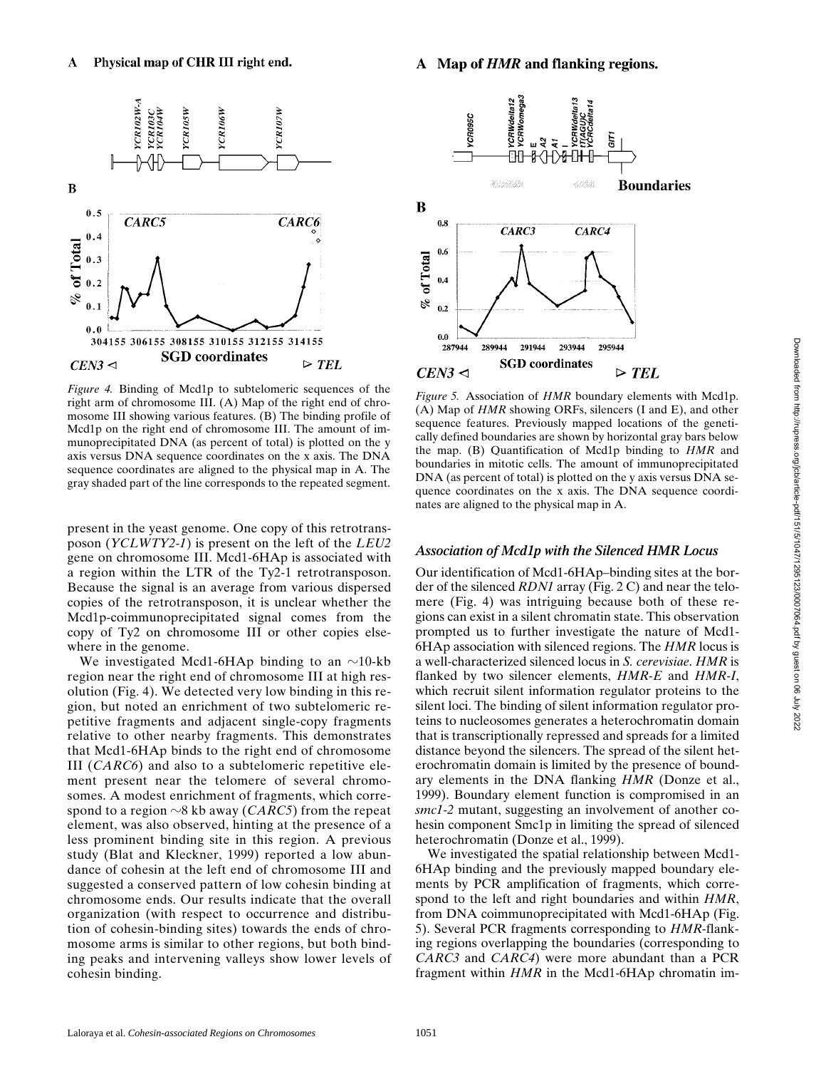A Physical map of CHR III right end.

B

*Figure 4.* Binding of Mcd1p to subtelomeric sequences of the right arm of chromosome III. (A) Map of the right end of chromosome III showing various features. (B) The binding profile of Mcd1p on the right end of chromosome III. The amount of immunoprecipitated DNA (as percent of total) is plotted on the y axis versus DNA sequence coordinates on the x axis. The DNA sequence coordinates are aligned to the physical map in A. The gray shaded part of the line corresponds to the repeated segment.

present in the yeast genome. One copy of this retrotransposon (*YCLWTY2-1*) is present on the left of the *LEU2* gene on chromosome III. Mcd1-6HAp is associated with a region within the LTR of the Ty2-1 retrotransposon. Because the signal is an average from various dispersed copies of the retrotransposon, it is unclear whether the Mcd1p-coimmunoprecipitated signal comes from the copy of Ty2 on chromosome III or other copies elsewhere in the genome.

We investigated Mcd1-6HAp binding to an ~10-kb region near the right end of chromosome III at high resolution (Fig. 4). We detected very low binding in this region, but noted an enrichment of two subtelomeric repetitive fragments and adjacent single-copy fragments relative to other nearby fragments. This demonstrates that Mcd1-6HAp binds to the right end of chromosome III (*CARC6*) and also to a subtelomeric repetitive element present near the telomere of several chromosomes. A modest enrichment of fragments, which correspond to a region ~8 kb away (*CARC5*) from the repeat element, was also observed, hinting at the presence of a less prominent binding site in this region. A previous study (Blat and Kleckner, 1999) reported a low abundance of cohesin at the left end of chromosome III and suggested a conserved pattern of low cohesin binding at chromosome ends. Our results indicate that the overall organization (with respect to occurrence and distribution of cohesin-binding sites) towards the ends of chromosome arms is similar to other regions, but both binding peaks and intervening valleys show lower levels of cohesin binding.

A Map of *HMR* and flanking regions.

B

*Figure 5.* Association of *HMR* boundary elements with Mcd1p. (A) Map of *HMR* showing ORFs, silencers (I and E), and other sequence features. Previously mapped locations of the genetically defined boundaries are shown by horizontal gray bars below the map. (B) Quantification of Mcd1p binding to *HMR* and boundaries in mitotic cells. The amount of immunoprecipitated DNA (as percent of total) is plotted on the y axis versus DNA sequence coordinates on the x axis. The DNA sequence coordinates are aligned to the physical map in A.

### *Association of Mcd1p with the Silenced HMR Locus*

Our identification of Mcd1-6HAp–binding sites at the border of the silenced *RDN1* array (Fig. 2 C) and near the telomere (Fig. 4) was intriguing because both of these regions can exist in a silent chromatin state. This observation prompted us to further investigate the nature of Mcd1-6HAp association with silenced regions. The *HMR* locus is a well-characterized silenced locus in *S. cerevisiae*. *HMR* is flanked by two silencer elements, *HMR-E* and *HMR-I*, which recruit silent information regulator proteins to the silent loci. The binding of silent information regulator proteins to nucleosomes generates a heterochromatin domain that is transcriptionally repressed and spreads for a limited distance beyond the silencers. The spread of the silent heterochromatin domain is limited by the presence of boundary elements in the DNA flanking *HMR* (Donze et al., 1999). Boundary element function is compromised in an *smc1-2* mutant, suggesting an involvement of another cohesin component Smc1p in limiting the spread of silenced heterochromatin (Donze et al., 1999).

We investigated the spatial relationship between Mcd1-6HAp binding and the previously mapped boundary elements by PCR amplification of fragments, which correspond to the left and right boundaries and within *HMR*, from DNA coimmunoprecipitated with Mcd1-6HAp (Fig. 5). Several PCR fragments corresponding to *HMR*-flanking regions overlapping the boundaries (corresponding to *CARC3* and *CARC4*) were more abundant than a PCR fragment within *HMR* in the Mcd1-6HAp chromatin im-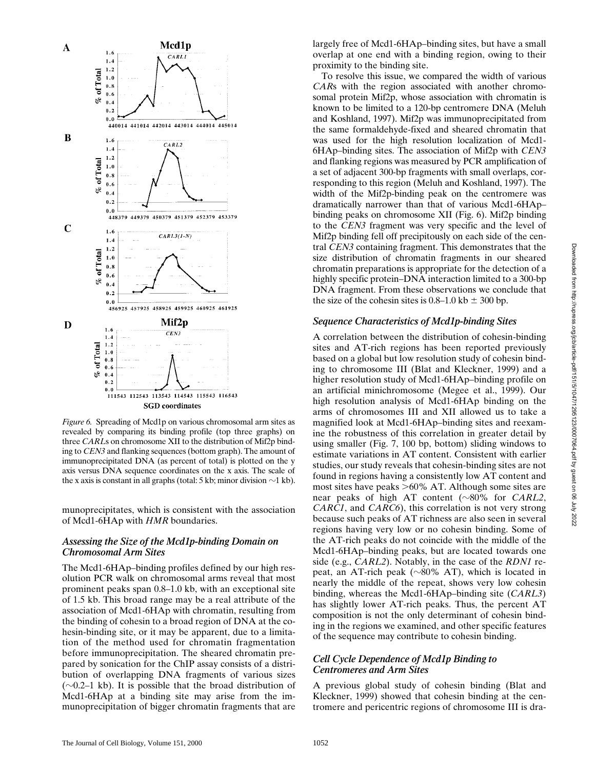*Figure 6.* Spreading of Mcd1p on various chromosomal arm sites as revealed by comparing its binding profile (top three graphs) on three *CARL*s on chromosome XII to the distribution of Mif2p binding to *CEN3* and flanking sequences (bottom graph). The amount of immunoprecipitated DNA (as percent of total) is plotted on the y axis versus DNA sequence coordinates on the x axis. The scale of the x axis is constant in all graphs (total: 5 kb; minor division ~1 kb).

munoprecipitates, which is consistent with the association of Mcd1-6HAp with *HMR* boundaries.

### *Assessing the Size of the Mcd1p-binding Domain on Chromosomal Arm Sites*

The Mcd1-6HAp–binding profiles defined by our high resolution PCR walk on chromosomal arms reveal that most prominent peaks span 0.8–1.0 kb, with an exceptional site of 1.5 kb. This broad range may be a real attribute of the association of Mcd1-6HAp with chromatin, resulting from the binding of cohesin to a broad region of DNA at the cohesin-binding site, or it may be apparent, due to a limitation of the method used for chromatin fragmentation before immunoprecipitation. The sheared chromatin prepared by sonication for the ChIP assay consists of a distribution of overlapping DNA fragments of various sizes (~0.2–1 kb). It is possible that the broad distribution of Mcd1-6HAp at a binding site may arise from the immunoprecipitation of bigger chromatin fragments that are largely free of Mcd1-6HAp–binding sites, but have a small overlap at one end with a binding region, owing to their proximity to the binding site.

To resolve this issue, we compared the width of various *CAR*s with the region associated with another chromosomal protein Mif2p, whose association with chromatin is known to be limited to a 120-bp centromere DNA (Meluh and Koshland, 1997). Mif2p was immunoprecipitated from the same formaldehyde-fixed and sheared chromatin that was used for the high resolution localization of Mcd1-6HAp–binding sites. The association of Mif2p with *CEN3* and flanking regions was measured by PCR amplification of a set of adjacent 300-bp fragments with small overlaps, corresponding to this region (Meluh and Koshland, 1997). The width of the Mif2p-binding peak on the centromere was dramatically narrower than that of various Mcd1-6HAp–binding peaks on chromosome XII (Fig. 6). Mif2p binding to the *CEN3* fragment was very specific and the level of Mif2p binding fell off precipitously on each side of the central *CEN3* containing fragment. This demonstrates that the size distribution of chromatin fragments in our sheared chromatin preparations is appropriate for the detection of a highly specific protein–DNA interaction limited to a 300-bp DNA fragment. From these observations we conclude that the size of the cohesin sites is 0.8–1.0 kb ± 300 bp.

### *Sequence Characteristics of Mcd1p-binding Sites*

A correlation between the distribution of cohesin-binding sites and AT-rich regions has been reported previously based on a global but low resolution study of cohesin binding to chromosome III (Blat and Kleckner, 1999) and a higher resolution study of Mcd1-6HAp–binding profile on an artificial minichromosome (Megee et al., 1999). Our high resolution analysis of Mcd1-6HAp binding on the arms of chromosomes III and XII allowed us to take a magnified look at Mcd1-6HAp–binding sites and reexamine the robustness of this correlation in greater detail by using smaller (Fig. 7, 100 bp, bottom) sliding windows to estimate variations in AT content. Consistent with earlier studies, our study reveals that cohesin-binding sites are not found in regions having a consistently low AT content and most sites have peaks >60% AT. Although some sites are near peaks of high AT content (~80% for *CARL2*, *CARC1*, and *CARC6*), this correlation is not very strong because such peaks of AT richness are also seen in several regions having very low or no cohesin binding. Some of the AT-rich peaks do not coincide with the middle of the Mcd1-6HAp–binding peaks, but are located towards one side (e.g., *CARL2*). Notably, in the case of the *RDN1* repeat, an AT-rich peak (~80% AT), which is located in nearly the middle of the repeat, shows very low cohesin binding, whereas the Mcd1-6HAp–binding site (*CARL3*) has slightly lower AT-rich peaks. Thus, the percent AT composition is not the only determinant of cohesin binding in the regions we examined, and other specific features of the sequence may contribute to cohesin binding.

### *Cell Cycle Dependence of Mcd1p Binding to Centromeres and Arm Sites*

A previous global study of cohesin binding (Blat and Kleckner, 1999) showed that cohesin binding at the centromere and pericentric regions of chromosome III is dra-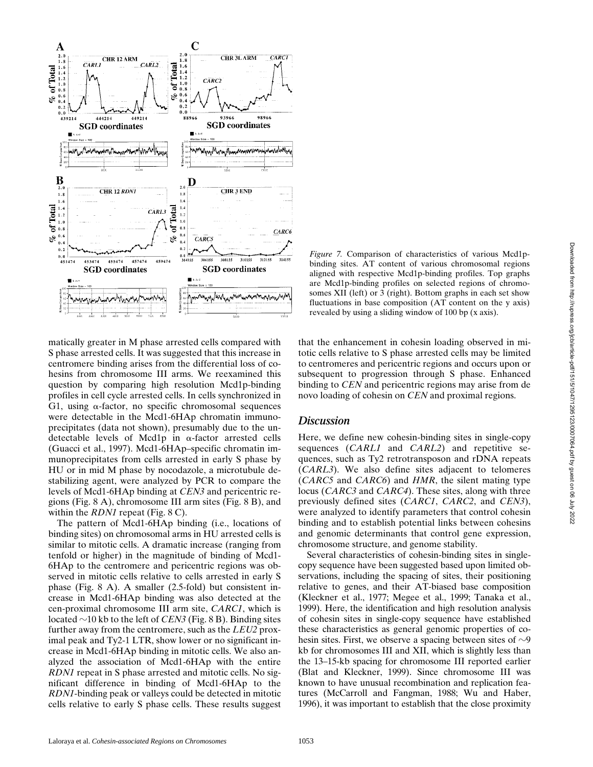*Figure 7.* Comparison of characteristics of various Mcd1p-binding sites. AT content of various chromosomal regions aligned with respective Mcd1p-binding profiles. Top graphs are Mcd1p-binding profiles on selected regions of chromosomes XII (left) or 3 (right). Bottom graphs in each set show fluctuations in base composition (AT content on the y axis) revealed by using a sliding window of 100 bp (x axis).

matically greater in M phase arrested cells compared with S phase arrested cells. It was suggested that this increase in centromere binding arises from the differential loss of cohesins from chromosome III arms. We reexamined this question by comparing high resolution Mcd1p-binding profiles in cell cycle arrested cells. In cells synchronized in G1, using α-factor, no specific chromosomal sequences were detectable in the Mcd1-6HAp chromatin immunoprecipitates (data not shown), presumably due to the undetectable levels of Mcd1p in α-factor arrested cells (Guacci et al., 1997). Mcd1-6HAp–specific chromatin immunoprecipitates from cells arrested in early S phase by HU or in mid M phase by nocodazole, a microtubule destabilizing agent, were analyzed by PCR to compare the levels of Mcd1-6HAp binding at *CEN3* and pericentric regions (Fig. 8 A), chromosome III arm sites (Fig. 8 B), and within the *RDN1* repeat (Fig. 8 C).

The pattern of Mcd1-6HAp binding (i.e., locations of binding sites) on chromosomal arms in HU arrested cells is similar to mitotic cells. A dramatic increase (ranging from tenfold or higher) in the magnitude of binding of Mcd1-6HAp to the centromere and pericentric regions was observed in mitotic cells relative to cells arrested in early S phase (Fig. 8 A). A smaller (2.5-fold) but consistent increase in Mcd1-6HAp binding was also detected at the cen-proximal chromosome III arm site, *CARC1*, which is located ~10 kb to the left of *CEN3* (Fig. 8 B). Binding sites further away from the centromere, such as the *LEU2* proximal peak and Ty2-1 LTR, show lower or no significant increase in Mcd1-6HAp binding in mitotic cells. We also analyzed the association of Mcd1-6HAp with the entire *RDN1* repeat in S phase arrested and mitotic cells. No significant difference in binding of Mcd1-6HAp to the *RDN1*-binding peak or valleys could be detected in mitotic cells relative to early S phase cells. These results suggest that the enhancement in cohesin loading observed in mitotic cells relative to S phase arrested cells may be limited to centromeres and pericentric regions and occurs upon or subsequent to progression through S phase. Enhanced binding to *CEN* and pericentric regions may arise from de novo loading of cohesin on *CEN* and proximal regions.

## Discussion

Here, we define new cohesin-binding sites in single-copy sequences (*CARL1* and *CARL2*) and repetitive sequences, such as Ty2 retrotransposon and rDNA repeats (*CARL3*). We also define sites adjacent to telomeres (*CARC5* and *CARC6*) and *HMR*, the silent mating type locus (*CARC3* and *CARC4*). These sites, along with three previously defined sites (*CARC1*, *CARC2*, and *CEN3*), were analyzed to identify parameters that control cohesin binding and to establish potential links between cohesins and genomic determinants that control gene expression, chromosome structure, and genome stability.

Several characteristics of cohesin-binding sites in single-copy sequence have been suggested based upon limited observations, including the spacing of sites, their positioning relative to genes, and their AT-biased base composition (Kleckner et al., 1977; Megee et al., 1999; Tanaka et al., 1999). Here, the identification and high resolution analysis of cohesin sites in single-copy sequence have established these characteristics as general genomic properties of cohesin sites. First, we observe a spacing between sites of ~9 kb for chromosomes III and XII, which is slightly less than the 13–15-kb spacing for chromosome III reported earlier (Blat and Kleckner, 1999). Since chromosome III was known to have unusual recombination and replication features (McCarroll and Fangman, 1988; Wu and Haber, 1996), it was important to establish that the close proximity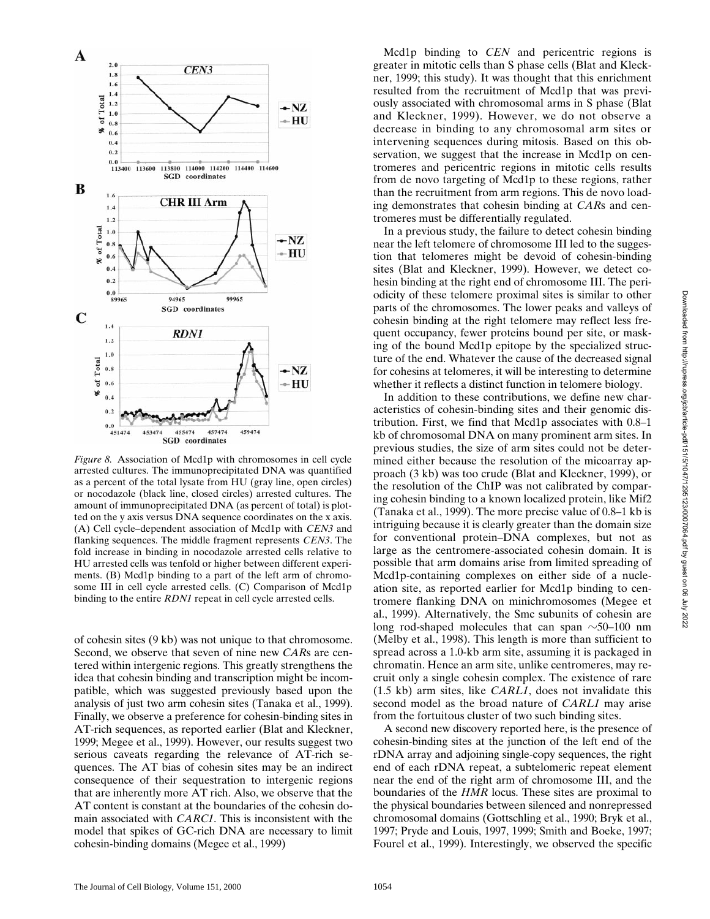*Figure 8.* Association of Mcd1p with chromosomes in cell cycle arrested cultures. The immunoprecipitated DNA was quantified as a percent of the total lysate from HU (gray line, open circles) or nocodazole (black line, closed circles) arrested cultures. The amount of immunoprecipitated DNA (as percent of total) is plotted on the y axis versus DNA sequence coordinates on the x axis. (A) Cell cycle–dependent association of Mcd1p with *CEN3* and flanking sequences. The middle fragment represents *CEN3*. The fold increase in binding in nocodazole arrested cells relative to HU arrested cells was tenfold or higher between different experiments. (B) Mcd1p binding to a part of the left arm of chromosome III in cell cycle arrested cells. (C) Comparison of Mcd1p binding to the entire *RDN1* repeat in cell cycle arrested cells.

of cohesin sites (9 kb) was not unique to that chromosome. Second, we observe that seven of nine new *CAR*s are centered within intergenic regions. This greatly strengthens the idea that cohesin binding and transcription might be incompatible, which was suggested previously based upon the analysis of just two arm cohesin sites (Tanaka et al., 1999). Finally, we observe a preference for cohesin-binding sites in AT-rich sequences, as reported earlier (Blat and Kleckner, 1999; Megee et al., 1999). However, our results suggest two serious caveats regarding the relevance of AT-rich sequences. The AT bias of cohesin sites may be an indirect consequence of their sequestration to intergenic regions that are inherently more AT rich. Also, we observe that the AT content is constant at the boundaries of the cohesin domain associated with *CARC1*. This is inconsistent with the model that spikes of GC-rich DNA are necessary to limit cohesin-binding domains (Megee et al., 1999)

Mcd1p binding to *CEN* and pericentric regions is greater in mitotic cells than S phase cells (Blat and Kleckner, 1999; this study). It was thought that this enrichment resulted from the recruitment of Mcd1p that was previously associated with chromosomal arms in S phase (Blat and Kleckner, 1999). However, we do not observe a decrease in binding to any chromosomal arm sites or intervening sequences during mitosis. Based on this observation, we suggest that the increase in Mcd1p on centromeres and pericentric regions in mitotic cells results from de novo targeting of Mcd1p to these regions, rather than the recruitment from arm regions. This de novo loading demonstrates that cohesin binding at *CAR*s and centromeres must be differentially regulated.

In a previous study, the failure to detect cohesin binding near the left telomere of chromosome III led to the suggestion that telomeres might be devoid of cohesin-binding sites (Blat and Kleckner, 1999). However, we detect cohesin binding at the right end of chromosome III. The periodicity of these telomere proximal sites is similar to other parts of the chromosomes. The lower peaks and valleys of cohesin binding at the right telomere may reflect less frequent occupancy, fewer proteins bound per site, or masking of the bound Mcd1p epitope by the specialized structure of the end. Whatever the cause of the decreased signal for cohesins at telomeres, it will be interesting to determine whether it reflects a distinct function in telomere biology.

In addition to these contributions, we define new characteristics of cohesin-binding sites and their genomic distribution. First, we find that Mcd1p associates with 0.8–1 kb of chromosomal DNA on many prominent arm sites. In previous studies, the size of arm sites could not be determined either because the resolution of the micoarray approach (3 kb) was too crude (Blat and Kleckner, 1999), or the resolution of the ChIP was not calibrated by comparing cohesin binding to a known localized protein, like Mif2 (Tanaka et al., 1999). The more precise value of 0.8–1 kb is intriguing because it is clearly greater than the domain size for conventional protein–DNA complexes, but not as large as the centromere-associated cohesin domain. It is possible that arm domains arise from limited spreading of Mcd1p-containing complexes on either side of a nucleation site, as reported earlier for Mcd1p binding to centromere flanking DNA on minichromosomes (Megee et al., 1999). Alternatively, the Smc subunits of cohesin are long rod-shaped molecules that can span ~50–100 nm (Melby et al., 1998). This length is more than sufficient to spread across a 1.0-kb arm site, assuming it is packaged in chromatin. Hence an arm site, unlike centromeres, may recruit only a single cohesin complex. The existence of rare (1.5 kb) arm sites, like *CARL1*, does not invalidate this second model as the broad nature of *CARL1* may arise from the fortuitous cluster of two such binding sites.

A second new discovery reported here, is the presence of cohesin-binding sites at the junction of the left end of the rDNA array and adjoining single-copy sequences, the right end of each rDNA repeat, a subtelomeric repeat element near the end of the right arm of chromosome III, and the boundaries of the *HMR* locus. These sites are proximal to the physical boundaries between silenced and nonrepressed chromosomal domains (Gottschling et al., 1990; Bryk et al., 1997; Pryde and Louis, 1997, 1999; Smith and Boeke, 1997; Fourel et al., 1999). Interestingly, we observed the specific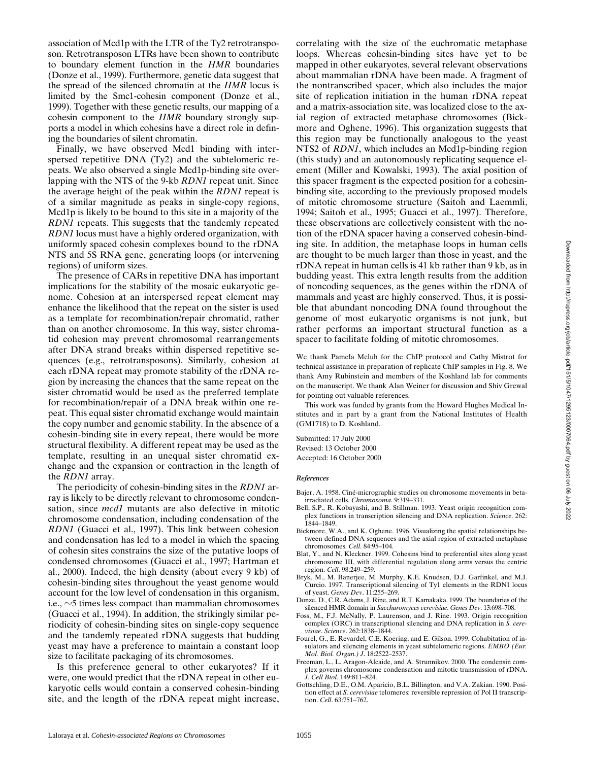association of Mcd1p with the LTR of the Ty2 retrotransposon. Retrotransposon LTRs have been shown to contribute to boundary element function in the *HMR* boundaries (Donze et al., 1999). Furthermore, genetic data suggest that the spread of the silenced chromatin at the *HMR* locus is limited by the Smc1-cohesin component (Donze et al., 1999). Together with these genetic results, our mapping of a cohesin component to the *HMR* boundary strongly supports a model in which cohesins have a direct role in defining the boundaries of silent chromatin.

Finally, we have observed Mcd1 binding with interspersed repetitive DNA (Ty2) and the subtelomeric repeats. We also observed a single Mcd1p-binding site overlapping with the NTS of the 9-kb *RDN1* repeat unit. Since the average height of the peak within the *RDN1* repeat is of a similar magnitude as peaks in single-copy regions, Mcd1p is likely to be bound to this site in a majority of the *RDN1* repeats. This suggests that the tandemly repeated *RDN1* locus must have a highly ordered organization, with uniformly spaced cohesin complexes bound to the rDNA NTS and 5S RNA gene, generating loops (or intervening regions) of uniform sizes.

The presence of CARs in repetitive DNA has important implications for the stability of the mosaic eukaryotic genome. Cohesion at an interspersed repeat element may enhance the likelihood that the repeat on the sister is used as a template for recombination/repair chromatid, rather than on another chromosome. In this way, sister chromatid cohesion may prevent chromosomal rearrangements after DNA strand breaks within dispersed repetitive sequences (e.g., retrotransposons). Similarly, cohesion at each rDNA repeat may promote stability of the rDNA region by increasing the chances that the same repeat on the sister chromatid would be used as the preferred template for recombination/repair of a DNA break within one repeat. This equal sister chromatid exchange would maintain the copy number and genomic stability. In the absence of a cohesin-binding site in every repeat, there would be more structural flexibility. A different repeat may be used as the template, resulting in an unequal sister chromatid exchange and the expansion or contraction in the length of the *RDN1* array.

The periodicity of cohesin-binding sites in the *RDN1* array is likely to be directly relevant to chromosome condensation, since *mcd1* mutants are also defective in mitotic chromosome condensation, including condensation of the *RDN1* (Guacci et al., 1997). This link between cohesion and condensation has led to a model in which the spacing of cohesin sites constrains the size of the putative loops of condensed chromosomes (Guacci et al., 1997; Hartman et al., 2000). Indeed, the high density (about every 9 kb) of cohesin-binding sites throughout the yeast genome would account for the low level of condensation in this organism, i.e., ~5 times less compact than mammalian chromosomes (Guacci et al., 1994). In addition, the strikingly similar periodicity of cohesin-binding sites on single-copy sequence and the tandemly repeated rDNA suggests that budding yeast may have a preference to maintain a constant loop size to facilitate packaging of its chromosomes.

Is this preference general to other eukaryotes? If it were, one would predict that the rDNA repeat in other eukaryotic cells would contain a conserved cohesin-binding site, and the length of the rDNA repeat might increase, correlating with the size of the euchromatic metaphase loops. Whereas cohesin-binding sites have yet to be mapped in other eukaryotes, several relevant observations about mammalian rDNA have been made. A fragment of the nontranscribed spacer, which also includes the major site of replication initiation in the human rDNA repeat and a matrix-association site, was localized close to the axial region of extracted metaphase chromosomes (Bickmore and Oghene, 1996). This organization suggests that this region may be functionally analogous to the yeast NTS2 of *RDN1*, which includes an Mcd1p-binding region (this study) and an autonomously replicating sequence element (Miller and Kowalski, 1993). The axial position of this spacer fragment is the expected position for a cohesin-binding site, according to the previously proposed models of mitotic chromosome structure (Saitoh and Laemmli, 1994; Saitoh et al., 1995; Guacci et al., 1997). Therefore, these observations are collectively consistent with the notion of the rDNA spacer having a conserved cohesin-binding site. In addition, the metaphase loops in human cells are thought to be much larger than those in yeast, and the rDNA repeat in human cells is 41 kb rather than 9 kb, as in budding yeast. This extra length results from the addition of noncoding sequences, as the genes within the rDNA of mammals and yeast are highly conserved. Thus, it is possible that abundant noncoding DNA found throughout the genome of most eukaryotic organisms is not junk, but rather performs an important structural function as a spacer to facilitate folding of mitotic chromosomes.

We thank Pamela Meluh for the ChIP protocol and Cathy Mistrot for technical assistance in preparation of replicate ChIP samples in Fig. 8. We thank Amy Rubinstein and members of the Koshland lab for comments on the manuscript. We thank Alan Weiner for discussion and Shiv Grewal for pointing out valuable references.

This work was funded by grants from the Howard Hughes Medical Institutes and in part by a grant from the National Institutes of Health (GM1718) to D. Koshland.

Submitted: 17 July 2000
Revised: 13 October 2000
Accepted: 16 October 2000

### *References*

Bajer, A. 1958. Ciné-micrographic studies on chromosome movements in beta-irradiated cells. *Chromosoma*. 9:319–331.

Bell, S.P., R. Kobayashi, and B. Stillman. 1993. Yeast origin recognition complex functions in transcription silencing and DNA replication. *Science*. 262:1844–1849.

Bickmore, W.A., and K. Oghene. 1996. Visualizing the spatial relationships between defined DNA sequences and the axial region of extracted metaphase chromosomes. *Cell*. 84:95–104.

Blat, Y., and N. Kleckner. 1999. Cohesins bind to preferential sites along yeast chromosome III, with differential regulation along arms versus the centric region. *Cell*. 98:249–259.

Bryk, M., M. Banerjee, M. Murphy, K.E. Knudsen, D.J. Garfinkel, and M.J. Curcio. 1997. Transcriptional silencing of Ty1 elements in the RDN1 locus of yeast. *Genes Dev*. 11:255–269.

Donze, D., C.R. Adams, J. Rine, and R.T. Kamakaka. 1999. The boundaries of the silenced HMR domain in *Saccharomyces cerevisiae*. *Genes Dev*. 13:698–708.

Foss, M., F.J. McNally, P. Laurenson, and J. Rine. 1993. Origin recognition complex (ORC) in transcriptional silencing and DNA replication in *S. cerevisiae*. *Science*. 262:1838–1844.

Fourel, G., E. Revardel, C.E. Koering, and E. Gilson. 1999. Cohabitation of insulators and silencing elements in yeast subtelomeric regions. *EMBO (Eur. Mol. Biol. Organ.) J*. 18:2522–2537.

Freeman, L., L. Aragon-Alcaide, and A. Strunnikov. 2000. The condensin complex governs chromosome condensation and mitotic transmission of rDNA. *J. Cell Biol*. 149:811–824.

Gottschling, D.E., O.M. Aparicio, B.L. Billington, and V.A. Zakian. 1990. Position effect at *S. cerevisiae* telomeres: reversible repression of Pol II transcription. *Cell*. 63:751–762.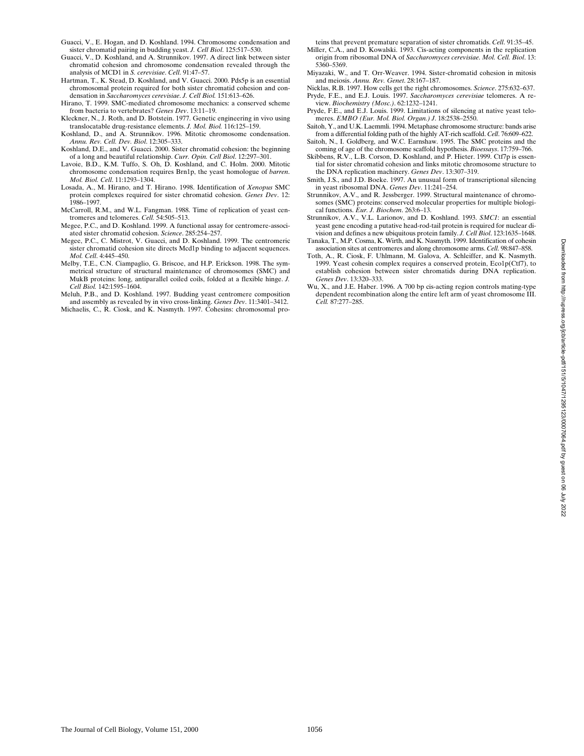Guacci, V., E. Hogan, and D. Koshland. 1994. Chromosome condensation and sister chromatid pairing in budding yeast. *J. Cell Biol*. 125:517–530.

Guacci, V., D. Koshland, and A. Strunnikov. 1997. A direct link between sister chromatid cohesion and chromosome condensation revealed through the analysis of MCD1 in *S. cerevisiae*. *Cell*. 91:47–57.

Hartman, T., K. Stead, D. Koshland, and V. Guacci. 2000. Pds5p is an essential chromosomal protein required for both sister chromatid cohesion and condensation in *Saccharomyces cerevisiae*. *J. Cell Biol.* 151:613–626.

Hirano, T. 1999. SMC-mediated chromosome mechanics: a conserved scheme from bacteria to vertebrates? *Genes Dev*. 13:11–19.

Kleckner, N., J. Roth, and D. Botstein. 1977. Genetic engineering in vivo using translocatable drug-resistance elements. *J. Mol. Biol.* 116:125–159.

Koshland, D., and A. Strunnikov. 1996. Mitotic chromosome condensation. *Annu. Rev. Cell. Dev. Biol*. 12:305–333.

Koshland, D.E., and V. Guacci. 2000. Sister chromatid cohesion: the beginning of a long and beautiful relationship. *Curr. Opin. Cell Biol*. 12:297–301.

Lavoie, B.D., K.M. Tuffo, S. Oh, D. Koshland, and C. Holm. 2000. Mitotic chromosome condensation requires Brn1p, the yeast homologue of *barren*. *Mol. Biol. Cell*. 11:1293–1304.

Losada, A., M. Hirano, and T. Hirano. 1998. Identification of *Xenopus* SMC protein complexes required for sister chromatid cohesion. *Genes Dev*. 12: 1986–1997.

McCarroll, R.M., and W.L. Fangman. 1988. Time of replication of yeast centromeres and telomeres. *Cell.* 54:505–513.

Megee, P.C., and D. Koshland. 1999. A functional assay for centromere-associated sister chromatid cohesion. *Science*. 285:254–257.

Megee, P.C., C. Mistrot, V. Guacci, and D. Koshland. 1999. The centromeric sister chromatid cohesion site directs Mcd1p binding to adjacent sequences. *Mol. Cell*. 4:445–450.

Melby, T.E., C.N. Ciampaglio, G. Briscoe, and H.P. Erickson. 1998. The symmetrical structure of structural maintenance of chromosomes (SMC) and MukB proteins: long, antiparallel coiled coils, folded at a flexible hinge. *J. Cell Biol.* 142:1595–1604.

Meluh, P.B., and D. Koshland. 1997. Budding yeast centromere composition and assembly as revealed by in vivo cross-linking. *Genes Dev*. 11:3401–3412.

Michaelis, C., R. Ciosk, and K. Nasmyth. 1997. Cohesins: chromosomal proteins that prevent premature separation of sister chromatids. *Cell*. 91:35–45.

Miller, C.A., and D. Kowalski. 1993. Cis-acting components in the replication origin from ribosomal DNA of *Saccharomyces cerevisiae*. *Mol. Cell. Biol*. 13: 5360–5369.

Miyazaki, W., and T. Orr-Weaver. 1994. Sister-chromatid cohesion in mitosis and meiosis. *Annu. Rev. Genet*. 28:167–187.

Nicklas, R.B. 1997. How cells get the right chromosomes. *Science*. 275:632–637.

Pryde, F.E., and E.J. Louis. 1997. *Saccharomyces cerevisiae* telomeres. A review. *Biochemistry (Mosc.)*. 62:1232–1241.

Pryde, F.E., and E.J. Louis. 1999. Limitations of silencing at native yeast telomeres. *EMBO (Eur. Mol. Biol. Organ.) J*. 18:2538–2550.

Saitoh, Y., and U.K. Laemmli. 1994. Metaphase chromosome structure: bands arise from a differential folding path of the highly AT-rich scaffold. *Cell*. 76:609–622.

Saitoh, N., I. Goldberg, and W.C. Earnshaw. 1995. The SMC proteins and the coming of age of the chromosome scaffold hypothesis. *Bioessays*. 17:759–766.

Skibbens, R.V., L.B. Corson, D. Koshland, and P. Hieter. 1999. Ctf7p is essential for sister chromatid cohesion and links mitotic chromosome structure to the DNA replication machinery. *Genes Dev*. 13:307–319.

Smith, J.S., and J.D. Boeke. 1997. An unusual form of transcriptional silencing in yeast ribosomal DNA. *Genes Dev*. 11:241–254.

Strunnikov, A.V., and R. Jessberger. 1999. Structural maintenance of chromosomes (SMC) proteins: conserved molecular properties for multiple biological functions. *Eur. J. Biochem*. 263:6–13.

Strunnikov, A.V., V.L. Larionov, and D. Koshland. 1993. *SMC1*: an essential yeast gene encoding a putative head-rod-tail protein is required for nuclear division and defines a new ubiquitous protein family. *J. Cell Biol*. 123:1635–1648.

Tanaka, T., M.P. Cosma, K. Wirth, and K. Nasmyth. 1999. Identification of cohesin association sites at centromeres and along chromosome arms. *Cell*. 98:847–858.

Toth, A., R. Ciosk, F. Uhlmann, M. Galova, A. Schleiffer, and K. Nasmyth. 1999. Yeast cohesin complex requires a conserved protein, Eco1p(Ctf7), to establish cohesion between sister chromatids during DNA replication. *Genes Dev*. 13:320–333.

Wu, X., and J.E. Haber. 1996. A 700 bp cis-acting region controls mating-type dependent recombination along the entire left arm of yeast chromosome III. *Cell.* 87:277–285.